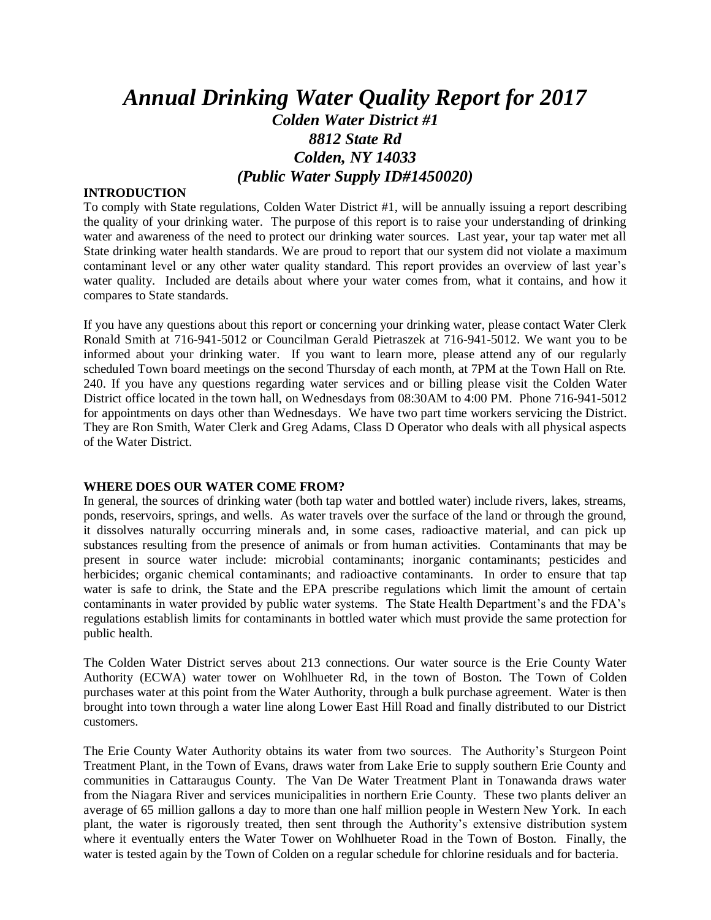# *Annual Drinking Water Quality Report for 2017*

## *Colden Water District #1*
## *8812 State Rd*
## *Colden, NY 14033*
## *(Public Water Supply ID#1450020)*

**INTRODUCTION**

To comply with State regulations, Colden Water District #1, will be annually issuing a report describing the quality of your drinking water. The purpose of this report is to raise your understanding of drinking water and awareness of the need to protect our drinking water sources. Last year, your tap water met all State drinking water health standards. We are proud to report that our system did not violate a maximum contaminant level or any other water quality standard. This report provides an overview of last year's water quality. Included are details about where your water comes from, what it contains, and how it compares to State standards.

If you have any questions about this report or concerning your drinking water, please contact Water Clerk Ronald Smith at 716-941-5012 or Councilman Gerald Pietraszek at 716-941-5012. We want you to be informed about your drinking water. If you want to learn more, please attend any of our regularly scheduled Town board meetings on the second Thursday of each month, at 7PM at the Town Hall on Rte. 240. If you have any questions regarding water services and or billing please visit the Colden Water District office located in the town hall, on Wednesdays from 08:30AM to 4:00 PM. Phone 716-941-5012 for appointments on days other than Wednesdays. We have two part time workers servicing the District. They are Ron Smith, Water Clerk and Greg Adams, Class D Operator who deals with all physical aspects of the Water District.

**WHERE DOES OUR WATER COME FROM?**

In general, the sources of drinking water (both tap water and bottled water) include rivers, lakes, streams, ponds, reservoirs, springs, and wells. As water travels over the surface of the land or through the ground, it dissolves naturally occurring minerals and, in some cases, radioactive material, and can pick up substances resulting from the presence of animals or from human activities. Contaminants that may be present in source water include: microbial contaminants; inorganic contaminants; pesticides and herbicides; organic chemical contaminants; and radioactive contaminants. In order to ensure that tap water is safe to drink, the State and the EPA prescribe regulations which limit the amount of certain contaminants in water provided by public water systems. The State Health Department's and the FDA's regulations establish limits for contaminants in bottled water which must provide the same protection for public health.

The Colden Water District serves about 213 connections. Our water source is the Erie County Water Authority (ECWA) water tower on Wohlhueter Rd, in the town of Boston. The Town of Colden purchases water at this point from the Water Authority, through a bulk purchase agreement. Water is then brought into town through a water line along Lower East Hill Road and finally distributed to our District customers.

The Erie County Water Authority obtains its water from two sources. The Authority's Sturgeon Point Treatment Plant, in the Town of Evans, draws water from Lake Erie to supply southern Erie County and communities in Cattaraugus County. The Van De Water Treatment Plant in Tonawanda draws water from the Niagara River and services municipalities in northern Erie County. These two plants deliver an average of 65 million gallons a day to more than one half million people in Western New York. In each plant, the water is rigorously treated, then sent through the Authority's extensive distribution system where it eventually enters the Water Tower on Wohlhueter Road in the Town of Boston. Finally, the water is tested again by the Town of Colden on a regular schedule for chlorine residuals and for bacteria.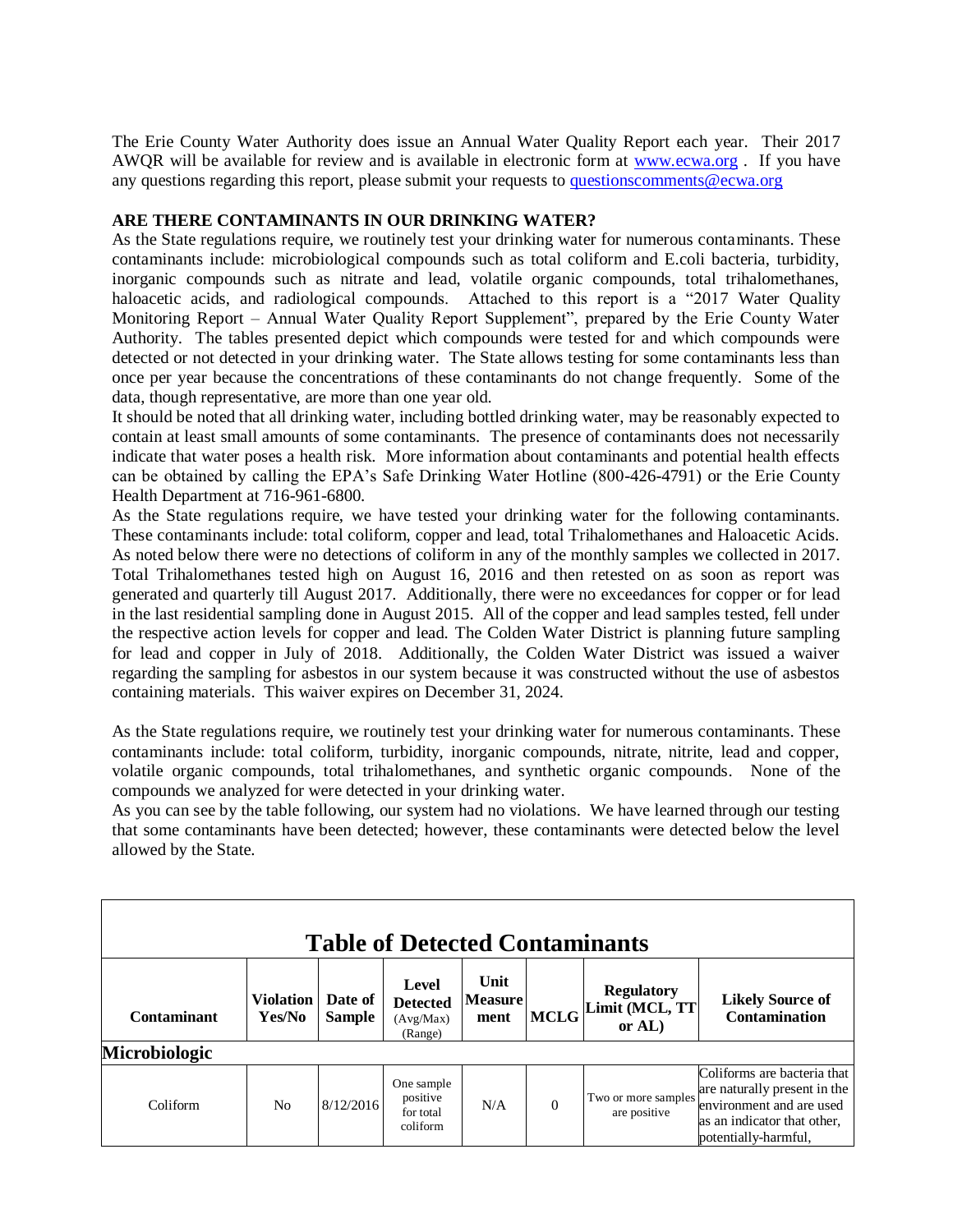The Erie County Water Authority does issue an Annual Water Quality Report each year. Their 2017 AWQR will be available for review and is available in electronic form at www.ecwa.org . If you have any questions regarding this report, please submit your requests to questionscomments@ecwa.org

**ARE THERE CONTAMINANTS IN OUR DRINKING WATER?**

As the State regulations require, we routinely test your drinking water for numerous contaminants. These contaminants include: microbiological compounds such as total coliform and E.coli bacteria, turbidity, inorganic compounds such as nitrate and lead, volatile organic compounds, total trihalomethanes, haloacetic acids, and radiological compounds. Attached to this report is a "2017 Water Quality Monitoring Report – Annual Water Quality Report Supplement", prepared by the Erie County Water Authority. The tables presented depict which compounds were tested for and which compounds were detected or not detected in your drinking water. The State allows testing for some contaminants less than once per year because the concentrations of these contaminants do not change frequently. Some of the data, though representative, are more than one year old.

It should be noted that all drinking water, including bottled drinking water, may be reasonably expected to contain at least small amounts of some contaminants. The presence of contaminants does not necessarily indicate that water poses a health risk. More information about contaminants and potential health effects can be obtained by calling the EPA's Safe Drinking Water Hotline (800-426-4791) or the Erie County Health Department at 716-961-6800.

As the State regulations require, we have tested your drinking water for the following contaminants. These contaminants include: total coliform, copper and lead, total Trihalomethanes and Haloacetic Acids. As noted below there were no detections of coliform in any of the monthly samples we collected in 2017. Total Trihalomethanes tested high on August 16, 2016 and then retested on as soon as report was generated and quarterly till August 2017. Additionally, there were no exceedances for copper or for lead in the last residential sampling done in August 2015. All of the copper and lead samples tested, fell under the respective action levels for copper and lead. The Colden Water District is planning future sampling for lead and copper in July of 2018. Additionally, the Colden Water District was issued a waiver regarding the sampling for asbestos in our system because it was constructed without the use of asbestos containing materials. This waiver expires on December 31, 2024.

As the State regulations require, we routinely test your drinking water for numerous contaminants. These contaminants include: total coliform, turbidity, inorganic compounds, nitrate, nitrite, lead and copper, volatile organic compounds, total trihalomethanes, and synthetic organic compounds. None of the compounds we analyzed for were detected in your drinking water.

As you can see by the table following, our system had no violations. We have learned through our testing that some contaminants have been detected; however, these contaminants were detected below the level allowed by the State.

**Table of Detected Contaminants**

| Contaminant | Violation Yes/No | Date of Sample | Level Detected (Avg/Max) (Range) | Unit Measurement | MCLG | Regulatory Limit (MCL, TT or AL) | Likely Source of Contamination |
|---|---|---|---|---|---|---|---|
| **Microbiologic** | | | | | | | |
| Coliform | No | 8/12/2016 | One sample positive for total coliform | N/A | 0 | Two or more samples are positive | Coliforms are bacteria that are naturally present in the environment and are used as an indicator that other, potentially-harmful, |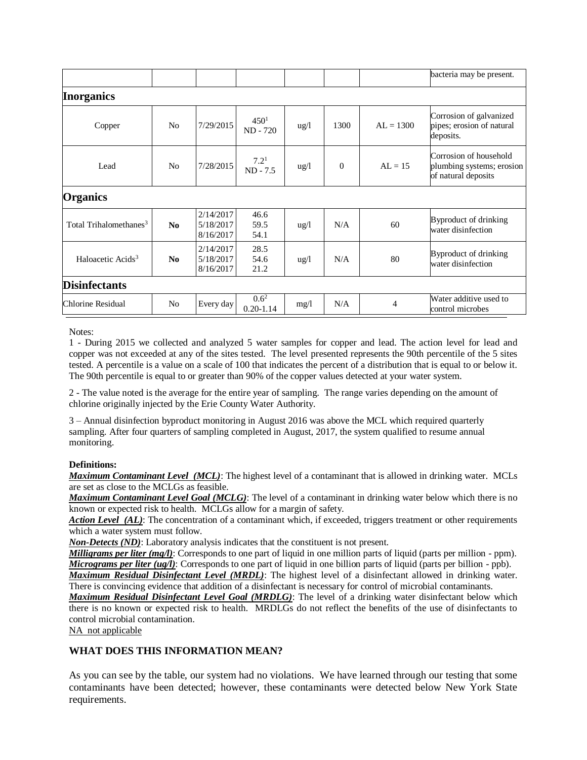| | | | | | | | |
|---|---|---|---|---|---|---|---|
| | | | | | | | bacteria may be present. |
| **Inorganics** | | | | | | | |
| Copper | No | 7/29/2015 | 450[1] ND - 720 | ug/l | 1300 | AL = 1300 | Corrosion of galvanized pipes; erosion of natural deposits. |
| Lead | No | 7/28/2015 | 7.2[1] ND - 7.5 | ug/l | 0 | AL = 15 | Corrosion of household plumbing systems; erosion of natural deposits |
| **Organics** | | | | | | | |
| Total Trihalomethanes[3] | **No** | 2/14/2017 5/18/2017 8/16/2017 | 46.6 59.5 54.1 | ug/l | N/A | 60 | Byproduct of drinking water disinfection |
| Haloacetic Acids[3] | **No** | 2/14/2017 5/18/2017 8/16/2017 | 28.5 54.6 21.2 | ug/l | N/A | 80 | Byproduct of drinking water disinfection |
| **Disinfectants** | | | | | | | |
| Chlorine Residual | No | Every day | 0.6[2] 0.20-1.14 | mg/l | N/A | 4 | Water additive used to control microbes |

Notes:

1 - During 2015 we collected and analyzed 5 water samples for copper and lead. The action level for lead and copper was not exceeded at any of the sites tested. The level presented represents the 90th percentile of the 5 sites tested. A percentile is a value on a scale of 100 that indicates the percent of a distribution that is equal to or below it. The 90th percentile is equal to or greater than 90% of the copper values detected at your water system.

2 - The value noted is the average for the entire year of sampling. The range varies depending on the amount of chlorine originally injected by the Erie County Water Authority.

3 – Annual disinfection byproduct monitoring in August 2016 was above the MCL which required quarterly sampling. After four quarters of sampling completed in August, 2017, the system qualified to resume annual monitoring.

**Definitions:**

***Maximum Contaminant Level (MCL)***: The highest level of a contaminant that is allowed in drinking water. MCLs are set as close to the MCLGs as feasible.

***Maximum Contaminant Level Goal (MCLG)***: The level of a contaminant in drinking water below which there is no known or expected risk to health. MCLGs allow for a margin of safety.

***Action Level (AL)***: The concentration of a contaminant which, if exceeded, triggers treatment or other requirements which a water system must follow.

***Non-Detects (ND)***: Laboratory analysis indicates that the constituent is not present.

***Milligrams per liter (mg/l)***: Corresponds to one part of liquid in one million parts of liquid (parts per million - ppm).

***Micrograms per liter (ug/l)***: Corresponds to one part of liquid in one billion parts of liquid (parts per billion - ppb).

***Maximum Residual Disinfectant Level (MRDL)***: The highest level of a disinfectant allowed in drinking water. There is convincing evidence that addition of a disinfectant is necessary for control of microbial contaminants.

***Maximum Residual Disinfectant Level Goal (MRDLG)***: The level of a drinking water disinfectant below which there is no known or expected risk to health. MRDLGs do not reflect the benefits of the use of disinfectants to control microbial contamination.

NA not applicable

### WHAT DOES THIS INFORMATION MEAN?

As you can see by the table, our system had no violations. We have learned through our testing that some contaminants have been detected; however, these contaminants were detected below New York State requirements.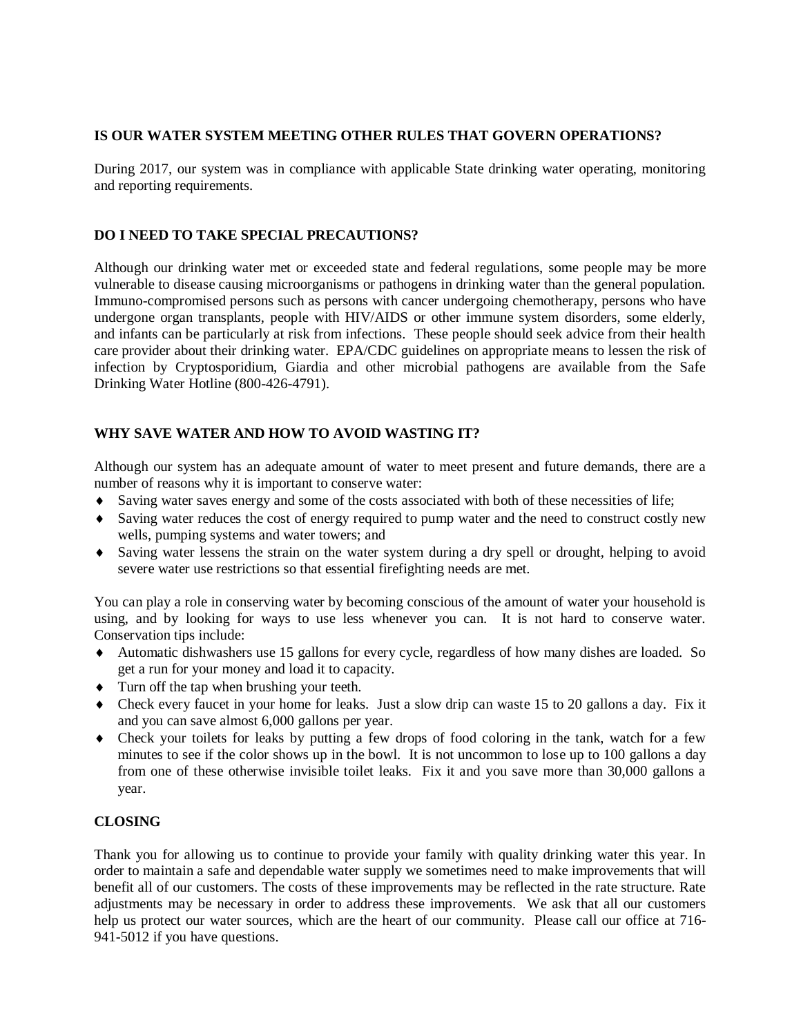### IS OUR WATER SYSTEM MEETING OTHER RULES THAT GOVERN OPERATIONS?

During 2017, our system was in compliance with applicable State drinking water operating, monitoring and reporting requirements.

### DO I NEED TO TAKE SPECIAL PRECAUTIONS?

Although our drinking water met or exceeded state and federal regulations, some people may be more vulnerable to disease causing microorganisms or pathogens in drinking water than the general population. Immuno-compromised persons such as persons with cancer undergoing chemotherapy, persons who have undergone organ transplants, people with HIV/AIDS or other immune system disorders, some elderly, and infants can be particularly at risk from infections. These people should seek advice from their health care provider about their drinking water. EPA/CDC guidelines on appropriate means to lessen the risk of infection by Cryptosporidium, Giardia and other microbial pathogens are available from the Safe Drinking Water Hotline (800-426-4791).

### WHY SAVE WATER AND HOW TO AVOID WASTING IT?

Although our system has an adequate amount of water to meet present and future demands, there are a number of reasons why it is important to conserve water:

- Saving water saves energy and some of the costs associated with both of these necessities of life;
- Saving water reduces the cost of energy required to pump water and the need to construct costly new wells, pumping systems and water towers; and
- Saving water lessens the strain on the water system during a dry spell or drought, helping to avoid severe water use restrictions so that essential firefighting needs are met.

You can play a role in conserving water by becoming conscious of the amount of water your household is using, and by looking for ways to use less whenever you can. It is not hard to conserve water. Conservation tips include:

- Automatic dishwashers use 15 gallons for every cycle, regardless of how many dishes are loaded. So get a run for your money and load it to capacity.
- Turn off the tap when brushing your teeth.
- Check every faucet in your home for leaks. Just a slow drip can waste 15 to 20 gallons a day. Fix it and you can save almost 6,000 gallons per year.
- Check your toilets for leaks by putting a few drops of food coloring in the tank, watch for a few minutes to see if the color shows up in the bowl. It is not uncommon to lose up to 100 gallons a day from one of these otherwise invisible toilet leaks. Fix it and you save more than 30,000 gallons a year.

### CLOSING

Thank you for allowing us to continue to provide your family with quality drinking water this year. In order to maintain a safe and dependable water supply we sometimes need to make improvements that will benefit all of our customers. The costs of these improvements may be reflected in the rate structure. Rate adjustments may be necessary in order to address these improvements. We ask that all our customers help us protect our water sources, which are the heart of our community. Please call our office at 716-941-5012 if you have questions.